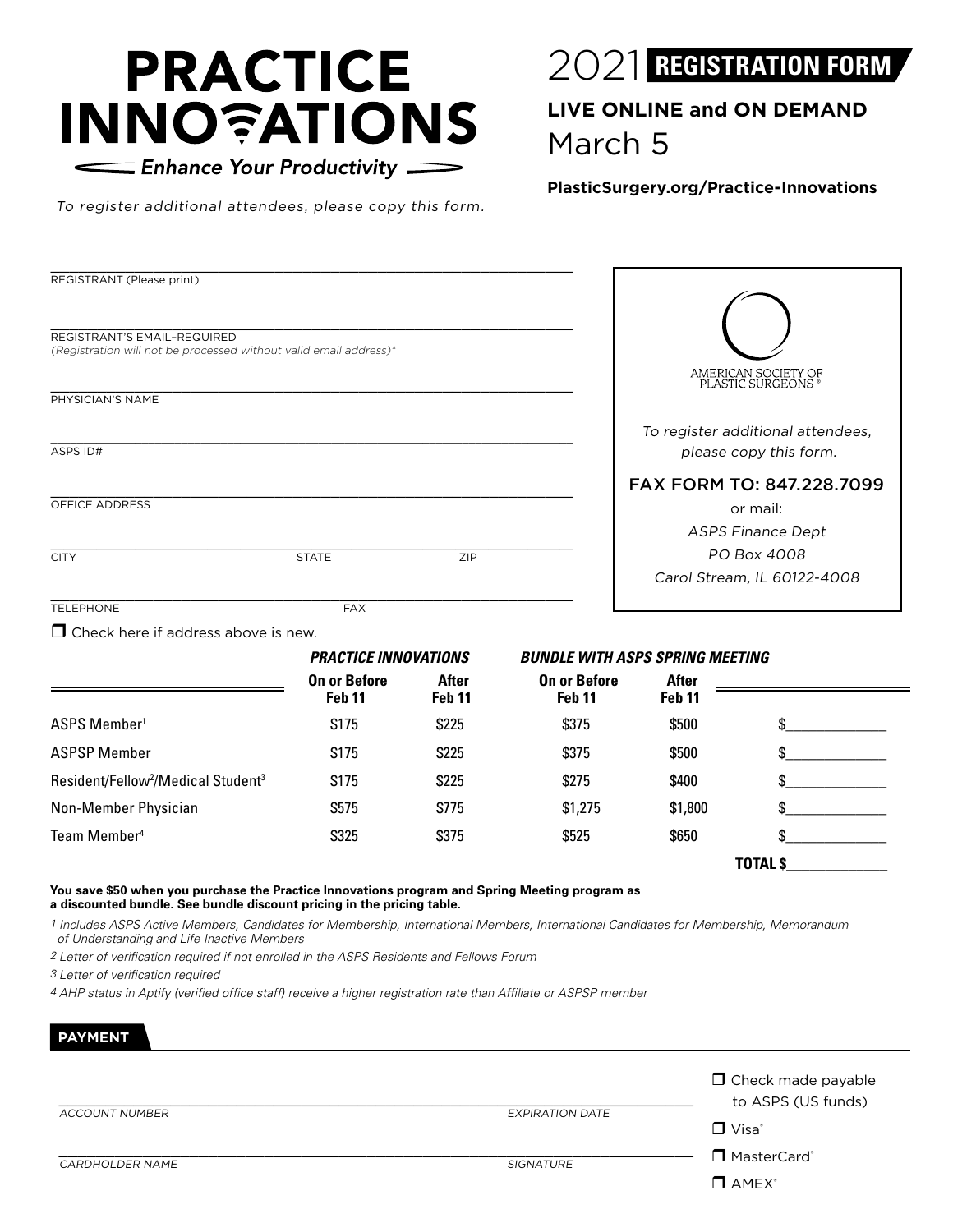# PRACTICE INNOVATIONS

*Enhance Your Productivity*

## 2021 REGISTRATION FORM

**LIVE ONLINE and ON DEMAND**

March 5

**PlasticSurgery.org/Practice-Innovations**

*To register additional attendees, please copy this form.*

REGISTRANT (Please print) ____________________

REGISTRANT'S EMAIL–REQUIRED ____________________
*(Registration will not be processed without valid email address)**

PHYSICIAN'S NAME ____________________

ASPS ID# ____________________

OFFICE ADDRESS ____________________

CITY ____________ STATE ____________ ZIP ____________

TELEPHONE ____________ FAX ____________

☐ Check here if address above is new.

AMERICAN SOCIETY OF PLASTIC SURGEONS®

*To register additional attendees, please copy this form.*

FAX FORM TO: 847.228.7099

or mail:

*ASPS Finance Dept*
*PO Box 4008*
*Carol Stream, IL 60122-4008*

| | *PRACTICE INNOVATIONS* | | *BUNDLE WITH ASPS SPRING MEETING* | | |
|---|---|---|---|---|---|
| | **On or Before Feb 11** | **After Feb 11** | **On or Before Feb 11** | **After Feb 11** | |
| ASPS Member[1] | $175 | $225 | $375 | $500 | $______ |
| ASPSP Member | $175 | $225 | $375 | $500 | $______ |
| Resident/Fellow[2]/Medical Student[3] | $175 | $225 | $275 | $400 | $______ |
| Non-Member Physician | $575 | $775 | $1,275 | $1,800 | $______ |
| Team Member[4] | $325 | $375 | $525 | $650 | $______ |
| | | | | | **TOTAL $**______ |

**You save $50 when you purchase the Practice Innovations program and Spring Meeting program as a discounted bundle. See bundle discount pricing in the pricing table.**

*1 Includes ASPS Active Members, Candidates for Membership, International Members, International Candidates for Membership, Memorandum of Understanding and Life Inactive Members*

*2 Letter of verification required if not enrolled in the ASPS Residents and Fellows Forum*

*3 Letter of verification required*

*4 AHP status in Aptify (verified office staff) receive a higher registration rate than Affiliate or ASPSP member*

## PAYMENT

*ACCOUNT NUMBER* ____________ *EXPIRATION DATE* ____________

*CARDHOLDER NAME* ____________ *SIGNATURE* ____________

☐ Check made payable to ASPS (US funds)

☐ Visa®

☐ MasterCard®

☐ AMEX®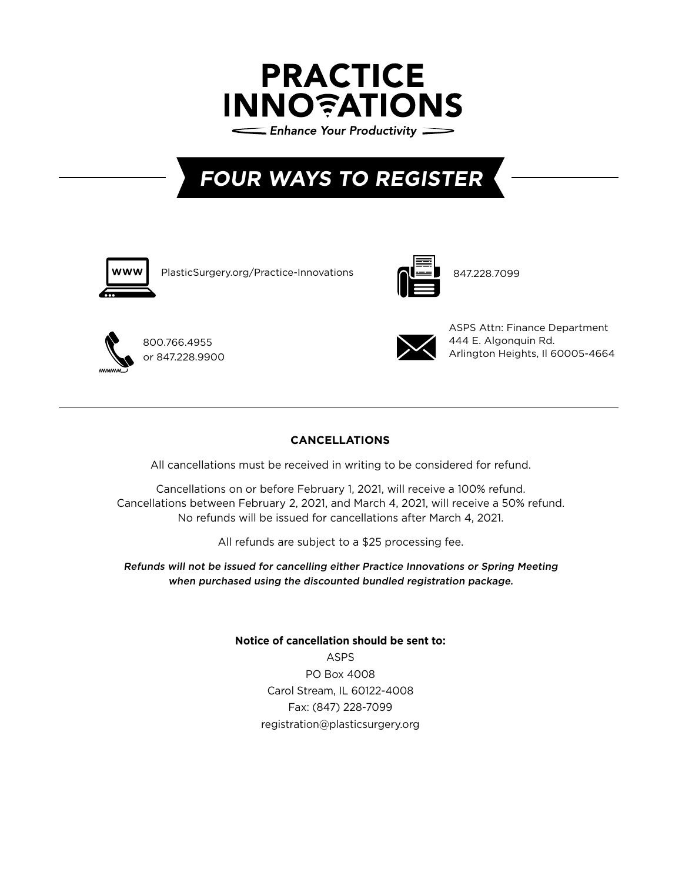# PRACTICE INNOVATIONS

*Enhance Your Productivity*

## FOUR WAYS TO REGISTER

PlasticSurgery.org/Practice-Innovations

847.228.7099

800.766.4955
or 847.228.9900

ASPS Attn: Finance Department
444 E. Algonquin Rd.
Arlington Heights, Il 60005-4664

---

**CANCELLATIONS**

All cancellations must be received in writing to be considered for refund.

Cancellations on or before February 1, 2021, will receive a 100% refund.
Cancellations between February 2, 2021, and March 4, 2021, will receive a 50% refund.
No refunds will be issued for cancellations after March 4, 2021.

All refunds are subject to a $25 processing fee.

***Refunds will not be issued for cancelling either Practice Innovations or Spring Meeting when purchased using the discounted bundled registration package.***

**Notice of cancellation should be sent to:**

ASPS
PO Box 4008
Carol Stream, IL 60122-4008
Fax: (847) 228-7099
registration@plasticsurgery.org